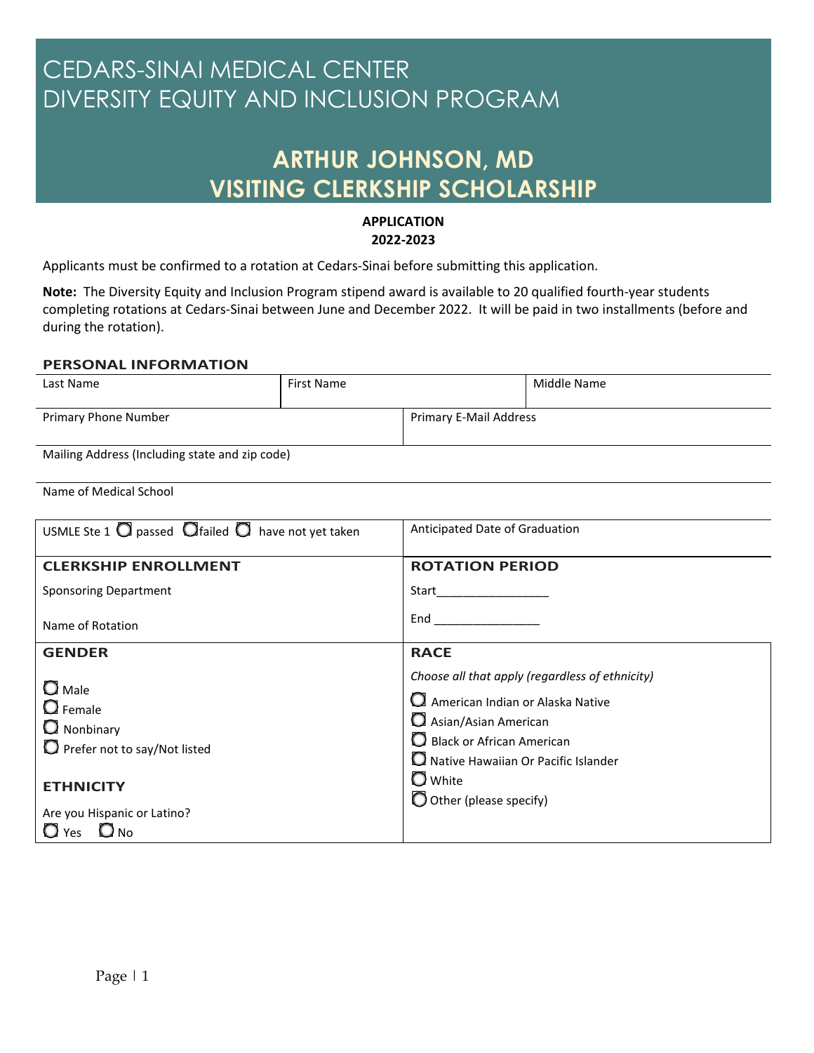# CEDARS-SINAI MEDICAL CENTER
# DIVERSITY EQUITY AND INCLUSION PROGRAM

## ARTHUR JOHNSON, MD
## VISITING CLERKSHIP SCHOLARSHIP

**APPLICATION**
**2022-2023**

Applicants must be confirmed to a rotation at Cedars-Sinai before submitting this application.

**Note:** The Diversity Equity and Inclusion Program stipend award is available to 20 qualified fourth-year students completing rotations at Cedars-Sinai between June and December 2022. It will be paid in two installments (before and during the rotation).

### PERSONAL INFORMATION

| Last Name | First Name | Middle Name |
|---|---|---|
| | | |

| Primary Phone Number | Primary E-Mail Address |
|---|---|
| | |

Mailing Address (Including state and zip code)

Name of Medical School

| USMLE Ste 1 ○ passed ○ failed ○ have not yet taken | Anticipated Date of Graduation |
|---|---|
| **CLERKSHIP ENROLLMENT** | **ROTATION PERIOD** |
| Sponsoring Department | Start_________________ |
| Name of Rotation | End ________________ |

| **GENDER** | **RACE** |
|---|---|
| ○ Male<br>○ Female<br>○ Nonbinary<br>○ Prefer not to say/Not listed | *Choose all that apply (regardless of ethnicity)*<br>○ American Indian or Alaska Native<br>○ Asian/Asian American<br>○ Black or African American<br>○ Native Hawaiian Or Pacific Islander<br>○ White<br>○ Other (please specify) |
| **ETHNICITY**<br>Are you Hispanic or Latino?<br>○ Yes ○ No | |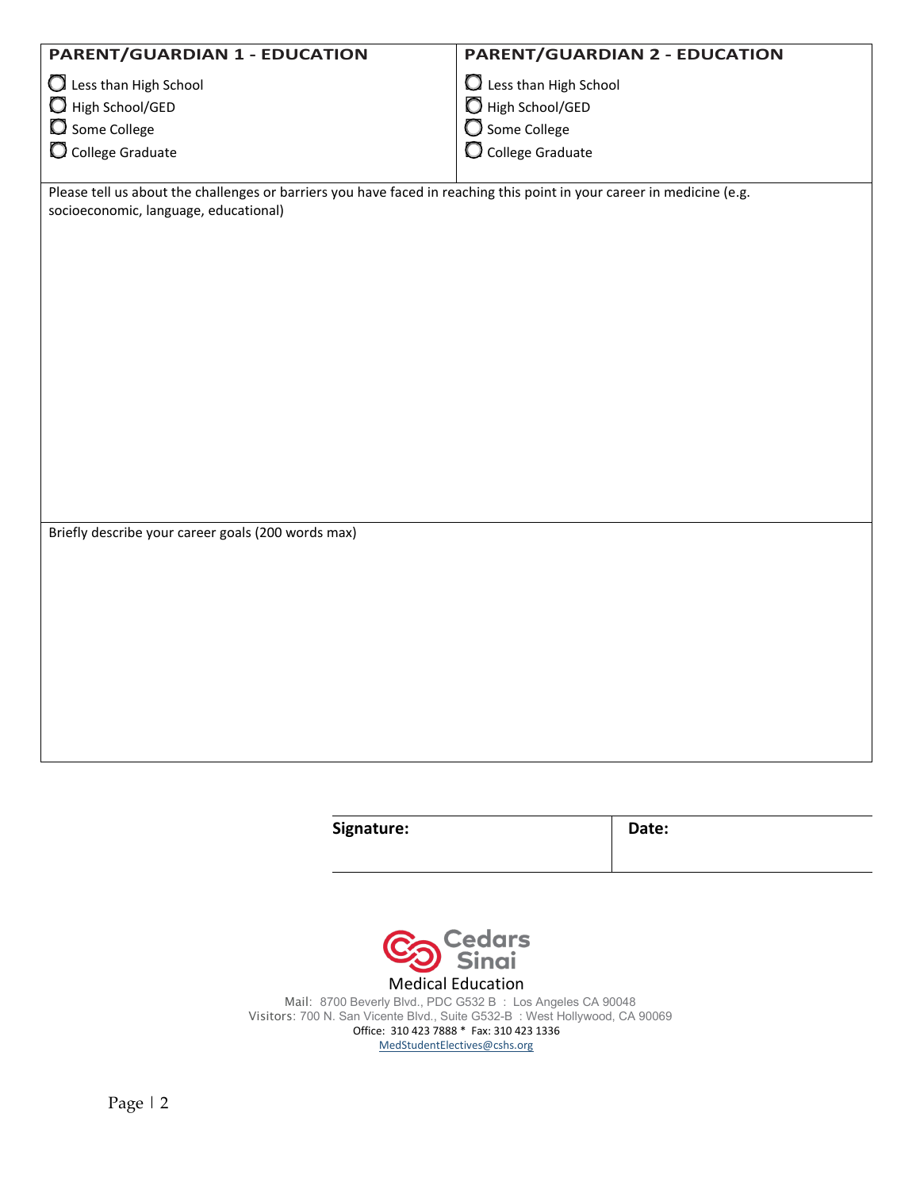| PARENT/GUARDIAN 1 - EDUCATION | PARENT/GUARDIAN 2 - EDUCATION |
| --- | --- |
| ○ Less than High School<br>○ High School/GED<br>○ Some College<br>○ College Graduate | ○ Less than High School<br>○ High School/GED<br>○ Some College<br>○ College Graduate |

Please tell us about the challenges or barriers you have faced in reaching this point in your career in medicine (e.g. socioeconomic, language, educational)

Briefly describe your career goals (200 words max)

| **Signature:** | **Date:** |
| --- | --- |
| | |

Cedars Sinai
Medical Education

Mail: 8700 Beverly Blvd., PDC G532 B : Los Angeles CA 90048
Visitors: 700 N. San Vicente Blvd., Suite G532-B : West Hollywood, CA 90069
Office: 310 423 7888 * Fax: 310 423 1336
MedStudentElectives@cshs.org